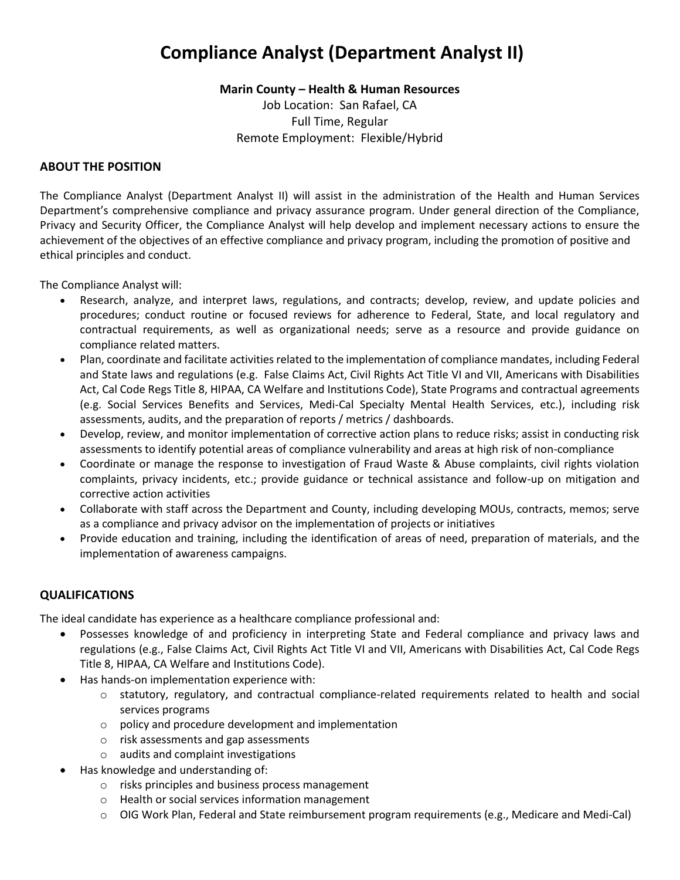# Compliance Analyst (Department Analyst II)

**Marin County – Health & Human Resources**
Job Location: San Rafael, CA
Full Time, Regular
Remote Employment: Flexible/Hybrid

## ABOUT THE POSITION

The Compliance Analyst (Department Analyst II) will assist in the administration of the Health and Human Services Department's comprehensive compliance and privacy assurance program. Under general direction of the Compliance, Privacy and Security Officer, the Compliance Analyst will help develop and implement necessary actions to ensure the achievement of the objectives of an effective compliance and privacy program, including the promotion of positive and ethical principles and conduct.

The Compliance Analyst will:

- Research, analyze, and interpret laws, regulations, and contracts; develop, review, and update policies and procedures; conduct routine or focused reviews for adherence to Federal, State, and local regulatory and contractual requirements, as well as organizational needs; serve as a resource and provide guidance on compliance related matters.
- Plan, coordinate and facilitate activities related to the implementation of compliance mandates, including Federal and State laws and regulations (e.g. False Claims Act, Civil Rights Act Title VI and VII, Americans with Disabilities Act, Cal Code Regs Title 8, HIPAA, CA Welfare and Institutions Code), State Programs and contractual agreements (e.g. Social Services Benefits and Services, Medi-Cal Specialty Mental Health Services, etc.), including risk assessments, audits, and the preparation of reports / metrics / dashboards.
- Develop, review, and monitor implementation of corrective action plans to reduce risks; assist in conducting risk assessments to identify potential areas of compliance vulnerability and areas at high risk of non-compliance
- Coordinate or manage the response to investigation of Fraud Waste & Abuse complaints, civil rights violation complaints, privacy incidents, etc.; provide guidance or technical assistance and follow-up on mitigation and corrective action activities
- Collaborate with staff across the Department and County, including developing MOUs, contracts, memos; serve as a compliance and privacy advisor on the implementation of projects or initiatives
- Provide education and training, including the identification of areas of need, preparation of materials, and the implementation of awareness campaigns.

## QUALIFICATIONS

The ideal candidate has experience as a healthcare compliance professional and:

- Possesses knowledge of and proficiency in interpreting State and Federal compliance and privacy laws and regulations (e.g., False Claims Act, Civil Rights Act Title VI and VII, Americans with Disabilities Act, Cal Code Regs Title 8, HIPAA, CA Welfare and Institutions Code).
- Has hands-on implementation experience with:
  - statutory, regulatory, and contractual compliance-related requirements related to health and social services programs
  - policy and procedure development and implementation
  - risk assessments and gap assessments
  - audits and complaint investigations
- Has knowledge and understanding of:
  - risks principles and business process management
  - Health or social services information management
  - OIG Work Plan, Federal and State reimbursement program requirements (e.g., Medicare and Medi-Cal)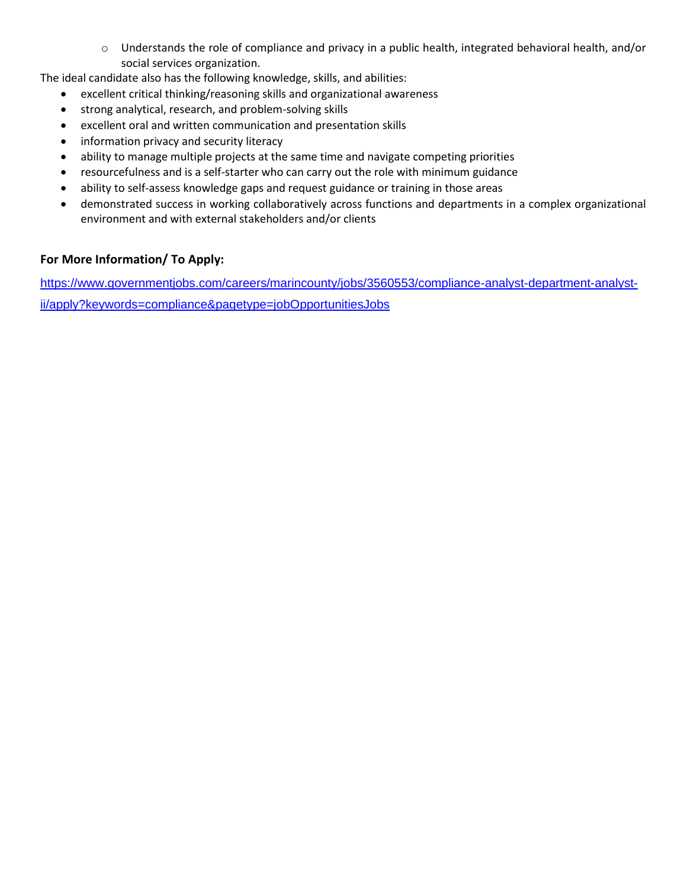- Understands the role of compliance and privacy in a public health, integrated behavioral health, and/or social services organization.

The ideal candidate also has the following knowledge, skills, and abilities:

- excellent critical thinking/reasoning skills and organizational awareness
- strong analytical, research, and problem-solving skills
- excellent oral and written communication and presentation skills
- information privacy and security literacy
- ability to manage multiple projects at the same time and navigate competing priorities
- resourcefulness and is a self-starter who can carry out the role with minimum guidance
- ability to self-assess knowledge gaps and request guidance or training in those areas
- demonstrated success in working collaboratively across functions and departments in a complex organizational environment and with external stakeholders and/or clients

**For More Information/ To Apply:**

https://www.governmentjobs.com/careers/marincounty/jobs/3560553/compliance-analyst-department-analyst-ii/apply?keywords=compliance&pagetype=jobOpportunitiesJobs